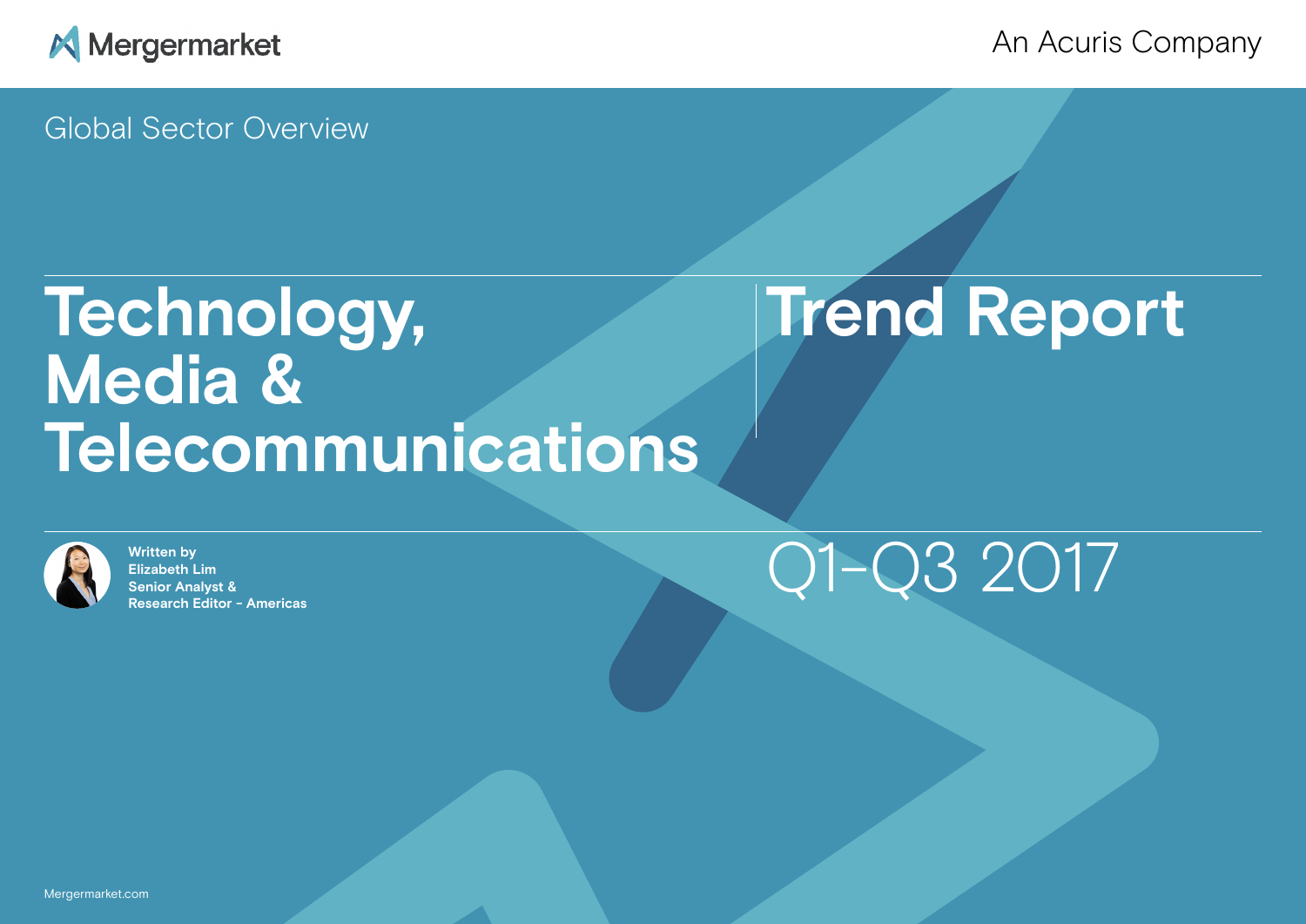Mergermarket

An Acuris Company

Global Sector Overview

# Technology, Media & Telecommunications

# Trend Report

**Written by**
**Elizabeth Lim**
**Senior Analyst &**
**Research Editor - Americas**

## Q1-Q3 2017

Mergermarket.com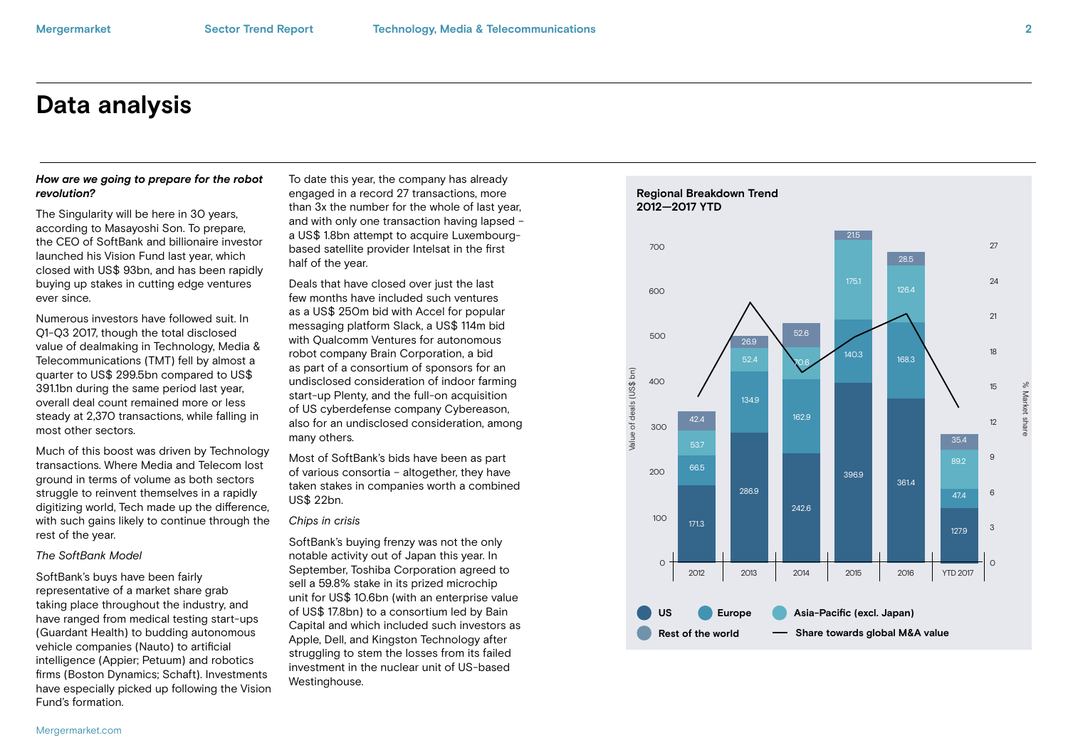# Data analysis

***How are we going to prepare for the robot revolution?***

The Singularity will be here in 30 years, according to Masayoshi Son. To prepare, the CEO of SoftBank and billionaire investor launched his Vision Fund last year, which closed with US$ 93bn, and has been rapidly buying up stakes in cutting edge ventures ever since.

Numerous investors have followed suit. In Q1-Q3 2017, though the total disclosed value of dealmaking in Technology, Media & Telecommunications (TMT) fell by almost a quarter to US$ 299.5bn compared to US$ 391.1bn during the same period last year, overall deal count remained more or less steady at 2,370 transactions, while falling in most other sectors.

Much of this boost was driven by Technology transactions. Where Media and Telecom lost ground in terms of volume as both sectors struggle to reinvent themselves in a rapidly digitizing world, Tech made up the difference, with such gains likely to continue through the rest of the year.

*The SoftBank Model*

SoftBank's buys have been fairly representative of a market share grab taking place throughout the industry, and have ranged from medical testing start-ups (Guardant Health) to budding autonomous vehicle companies (Nauto) to artificial intelligence (Appier; Petuum) and robotics firms (Boston Dynamics; Schaft). Investments have especially picked up following the Vision Fund's formation.

To date this year, the company has already engaged in a record 27 transactions, more than 3x the number for the whole of last year, and with only one transaction having lapsed – a US$ 1.8bn attempt to acquire Luxembourg-based satellite provider Intelsat in the first half of the year.

Deals that have closed over just the last few months have included such ventures as a US$ 250m bid with Accel for popular messaging platform Slack, a US$ 114m bid with Qualcomm Ventures for autonomous robot company Brain Corporation, a bid as part of a consortium of sponsors for an undisclosed consideration of indoor farming start-up Plenty, and the full-on acquisition of US cyberdefense company Cybereason, also for an undisclosed consideration, among many others.

Most of SoftBank's bids have been as part of various consortia – altogether, they have taken stakes in companies worth a combined US$ 22bn.

*Chips in crisis*

SoftBank's buying frenzy was not the only notable activity out of Japan this year. In September, Toshiba Corporation agreed to sell a 59.8% stake in its prized microchip unit for US$ 10.6bn (with an enterprise value of US$ 17.8bn) to a consortium led by Bain Capital and which included such investors as Apple, Dell, and Kingston Technology after struggling to stem the losses from its failed investment in the nuclear unit of US-based Westinghouse.

**Regional Breakdown Trend 2012—2017 YTD**

Value of deals (US$ bn)

| Year | US | Europe | Asia-Pacific (excl. Japan) | Rest of the world |
|---|---|---|---|---|
| 2012 | 171.3 | 66.5 | 53.7 | 42.4 |
| 2013 | 286.9 | 134.9 | 52.4 | 26.9 |
| 2014 | 242.6 | 162.9 | 70.6 | 52.6 |
| 2015 | 396.9 | 140.3 | 175.1 | 21.5 |
| 2016 | 361.4 | 168.3 | 126.4 | 28.5 |
| YTD 2017 | 127.9 | 47.4 | 89.2 | 35.4 |

Line: Share towards global M&A value (% Market share)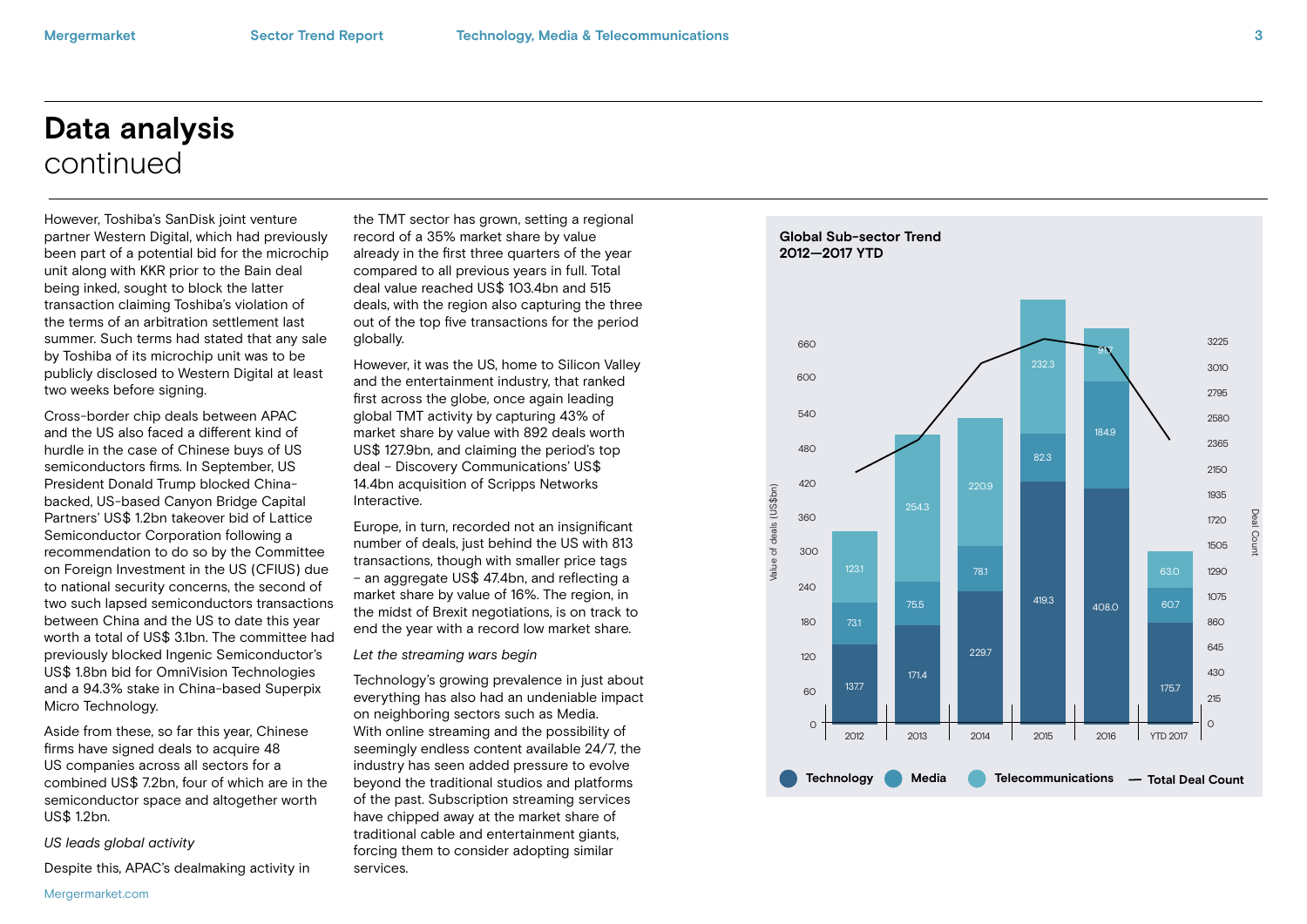# Data analysis
continued

However, Toshiba's SanDisk joint venture partner Western Digital, which had previously been part of a potential bid for the microchip unit along with KKR prior to the Bain deal being inked, sought to block the latter transaction claiming Toshiba's violation of the terms of an arbitration settlement last summer. Such terms had stated that any sale by Toshiba of its microchip unit was to be publicly disclosed to Western Digital at least two weeks before signing.

Cross-border chip deals between APAC and the US also faced a different kind of hurdle in the case of Chinese buys of US semiconductors firms. In September, US President Donald Trump blocked China-backed, US-based Canyon Bridge Capital Partners' US$ 1.2bn takeover bid of Lattice Semiconductor Corporation following a recommendation to do so by the Committee on Foreign Investment in the US (CFIUS) due to national security concerns, the second of two such lapsed semiconductors transactions between China and the US to date this year worth a total of US$ 3.1bn. The committee had previously blocked Ingenic Semiconductor's US$ 1.8bn bid for OmniVision Technologies and a 94.3% stake in China-based Superpix Micro Technology.

Aside from these, so far this year, Chinese firms have signed deals to acquire 48 US companies across all sectors for a combined US$ 7.2bn, four of which are in the semiconductor space and altogether worth US$ 1.2bn.

*US leads global activity*

Despite this, APAC's dealmaking activity in the TMT sector has grown, setting a regional record of a 35% market share by value already in the first three quarters of the year compared to all previous years in full. Total deal value reached US$ 103.4bn and 515 deals, with the region also capturing the three out of the top five transactions for the period globally.

However, it was the US, home to Silicon Valley and the entertainment industry, that ranked first across the globe, once again leading global TMT activity by capturing 43% of market share by value with 892 deals worth US$ 127.9bn, and claiming the period's top deal – Discovery Communications' US$ 14.4bn acquisition of Scripps Networks Interactive.

Europe, in turn, recorded not an insignificant number of deals, just behind the US with 813 transactions, though with smaller price tags – an aggregate US$ 47.4bn, and reflecting a market share by value of 16%. The region, in the midst of Brexit negotiations, is on track to end the year with a record low market share.

*Let the streaming wars begin*

Technology's growing prevalence in just about everything has also had an undeniable impact on neighboring sectors such as Media. With online streaming and the possibility of seemingly endless content available 24/7, the industry has seen added pressure to evolve beyond the traditional studios and platforms of the past. Subscription streaming services have chipped away at the market share of traditional cable and entertainment giants, forcing them to consider adopting similar services.

**Global Sub-sector Trend 2012—2017 YTD**

Value of deals (US$bn)

| Year | Technology | Media | Telecommunications |
|---|---|---|---|
| 2012 | 137.7 | 73.1 | 123.1 |
| 2013 | 171.4 | 75.5 | 254.3 |
| 2014 | 229.7 | 78.1 | 220.9 |
| 2015 | 419.3 | 82.3 | 232.3 |
| 2016 | 408.0 | 184.9 | 91.7 |
| YTD 2017 | 175.7 | 60.7 | 63.0 |

Technology | Media | Telecommunications | — Total Deal Count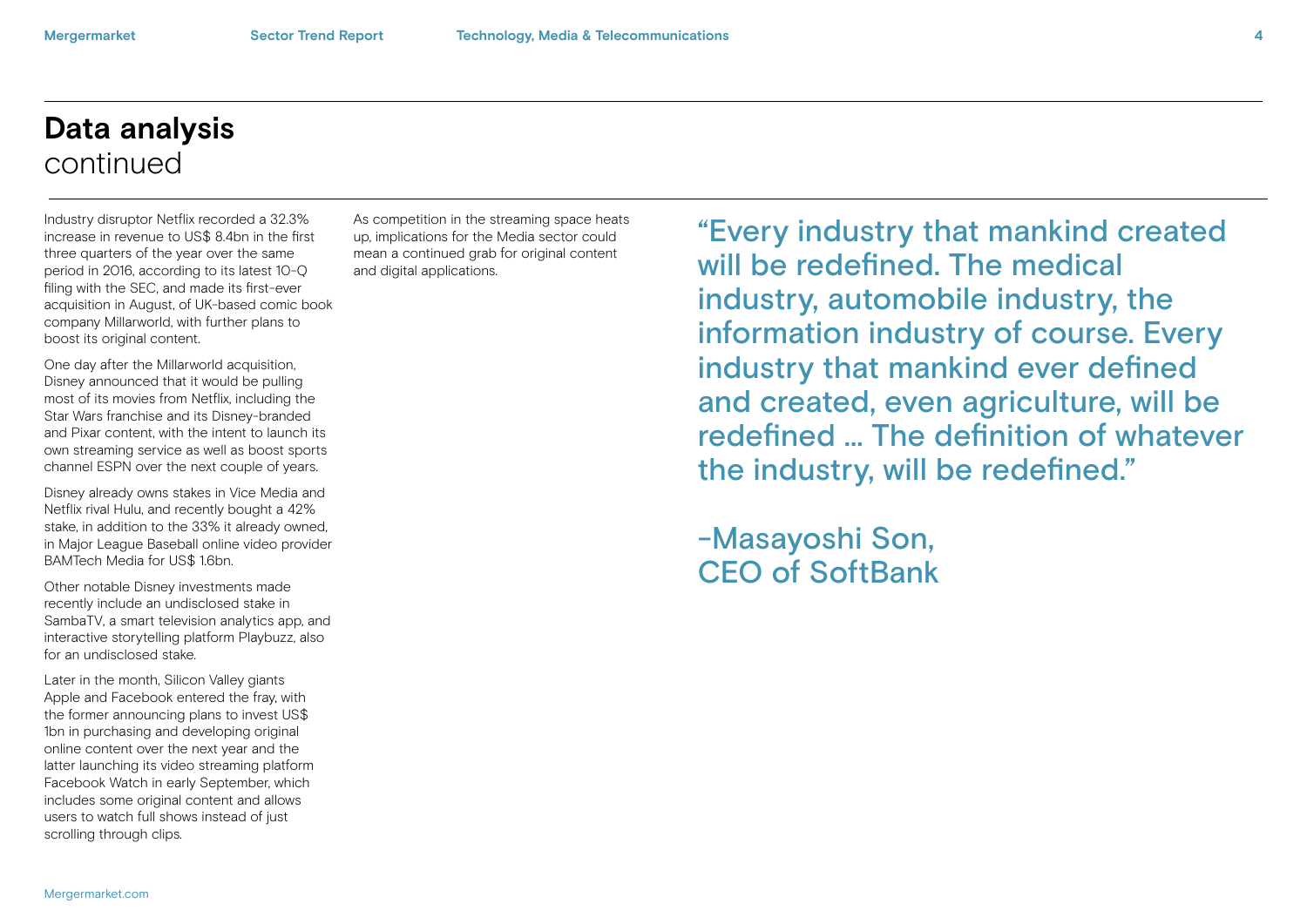# Data analysis
continued

Industry disruptor Netflix recorded a 32.3% increase in revenue to US$ 8.4bn in the first three quarters of the year over the same period in 2016, according to its latest 10-Q filing with the SEC, and made its first-ever acquisition in August, of UK-based comic book company Millarworld, with further plans to boost its original content.

One day after the Millarworld acquisition, Disney announced that it would be pulling most of its movies from Netflix, including the Star Wars franchise and its Disney-branded and Pixar content, with the intent to launch its own streaming service as well as boost sports channel ESPN over the next couple of years.

Disney already owns stakes in Vice Media and Netflix rival Hulu, and recently bought a 42% stake, in addition to the 33% it already owned, in Major League Baseball online video provider BAMTech Media for US$ 1.6bn.

Other notable Disney investments made recently include an undisclosed stake in SambaTV, a smart television analytics app, and interactive storytelling platform Playbuzz, also for an undisclosed stake.

Later in the month, Silicon Valley giants Apple and Facebook entered the fray, with the former announcing plans to invest US$ 1bn in purchasing and developing original online content over the next year and the latter launching its video streaming platform Facebook Watch in early September, which includes some original content and allows users to watch full shows instead of just scrolling through clips.

As competition in the streaming space heats up, implications for the Media sector could mean a continued grab for original content and digital applications.

> "Every industry that mankind created will be redefined. The medical industry, automobile industry, the information industry of course. Every industry that mankind ever defined and created, even agriculture, will be redefined ... The definition of whatever the industry, will be redefined."
>
> -Masayoshi Son,
> CEO of SoftBank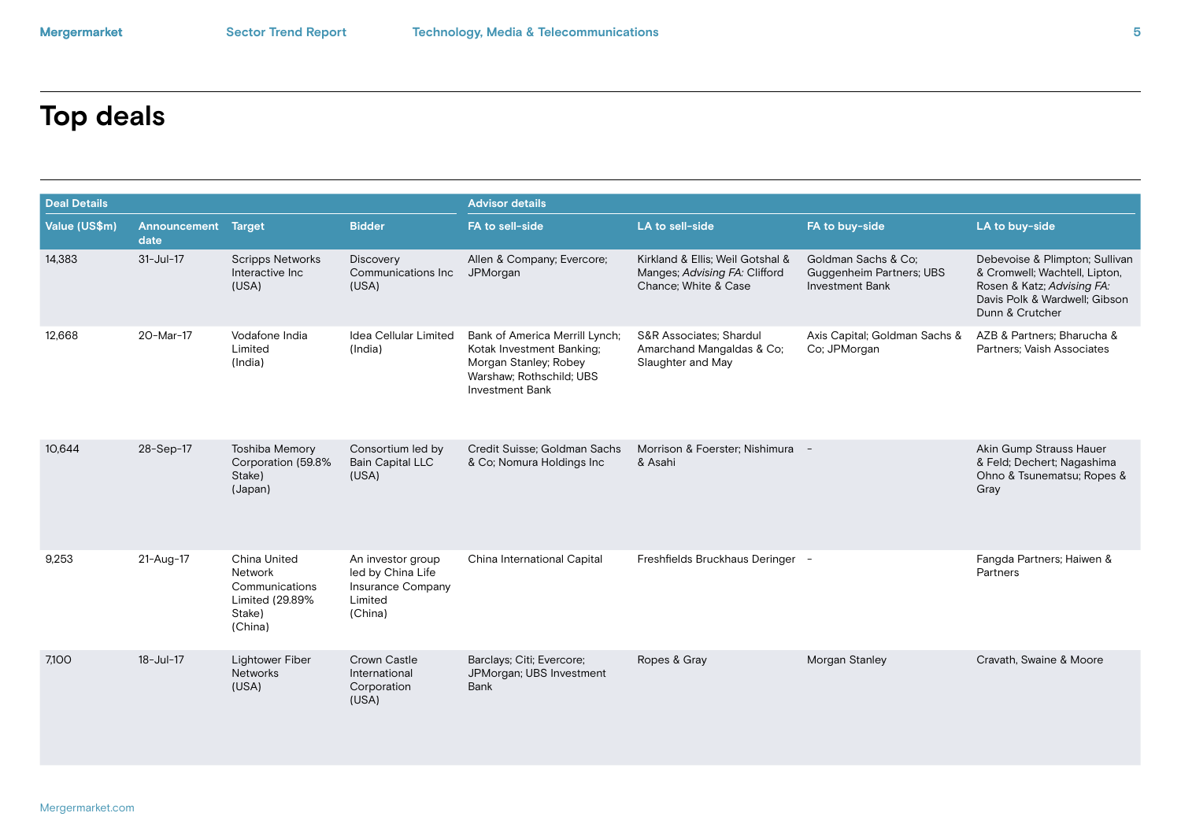# Top deals

| Deal Details | | | | Advisor details | | | |
|---|---|---|---|---|---|---|---|
| Value (US$m) | Announcement date | Target | Bidder | FA to sell-side | LA to sell-side | FA to buy-side | LA to buy-side |
| 14,383 | 31-Jul-17 | Scripps Networks Interactive Inc (USA) | Discovery Communications Inc (USA) | Allen & Company; Evercore; JPMorgan | Kirkland & Ellis; Weil Gotshal & Manges; *Advising FA:* Clifford Chance; White & Case | Goldman Sachs & Co; Guggenheim Partners; UBS Investment Bank | Debevoise & Plimpton; Sullivan & Cromwell; Wachtell, Lipton, Rosen & Katz; *Advising FA:* Davis Polk & Wardwell; Gibson Dunn & Crutcher |
| 12,668 | 20-Mar-17 | Vodafone India Limited (India) | Idea Cellular Limited (India) | Bank of America Merrill Lynch; Kotak Investment Banking; Morgan Stanley; Robey Warshaw; Rothschild; UBS Investment Bank | S&R Associates; Shardul Amarchand Mangaldas & Co; Slaughter and May | Axis Capital; Goldman Sachs & Co; JPMorgan | AZB & Partners; Bharucha & Partners; Vaish Associates |
| 10,644 | 28-Sep-17 | Toshiba Memory Corporation (59.8% Stake) (Japan) | Consortium led by Bain Capital LLC (USA) | Credit Suisse; Goldman Sachs & Co; Nomura Holdings Inc | Morrison & Foerster; Nishimura & Asahi | - | Akin Gump Strauss Hauer & Feld; Dechert; Nagashima Ohno & Tsunematsu; Ropes & Gray |
| 9,253 | 21-Aug-17 | China United Network Communications Limited (29.89% Stake) (China) | An investor group led by China Life Insurance Company Limited (China) | China International Capital | Freshfields Bruckhaus Deringer | - | Fangda Partners; Haiwen & Partners |
| 7,100 | 18-Jul-17 | Lightower Fiber Networks (USA) | Crown Castle International Corporation (USA) | Barclays; Citi; Evercore; JPMorgan; UBS Investment Bank | Ropes & Gray | Morgan Stanley | Cravath, Swaine & Moore |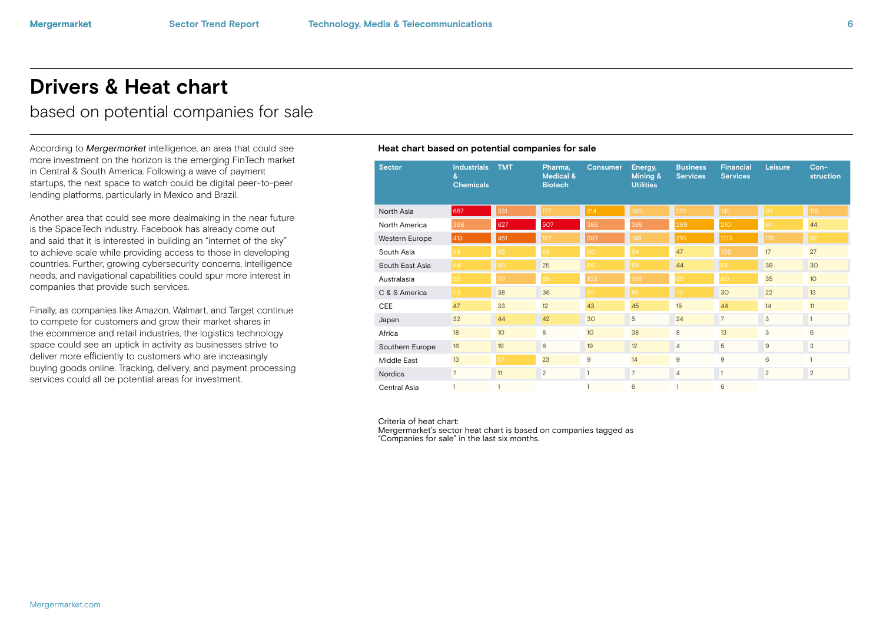# Drivers & Heat chart

based on potential companies for sale

According to *Mergermarket* intelligence, an area that could see more investment on the horizon is the emerging FinTech market in Central & South America. Following a wave of payment startups, the next space to watch could be digital peer-to-peer lending platforms, particularly in Mexico and Brazil.

Another area that could see more dealmaking in the near future is the SpaceTech industry. Facebook has already come out and said that it is interested in building an "internet of the sky" to achieve scale while providing access to those in developing countries. Further, growing cybersecurity concerns, intelligence needs, and navigational capabilities could spur more interest in companies that provide such services.

Finally, as companies like Amazon, Walmart, and Target continue to compete for customers and grow their market shares in the ecommerce and retail industries, the logistics technology space could see an uptick in activity as businesses strive to deliver more efficiently to customers who are increasingly buying goods online. Tracking, delivery, and payment processing services could all be potential areas for investment.

**Heat chart based on potential companies for sale**

| Sector | Industrials & Chemicals | TMT | Pharma, Medical & Biotech | Consumer | Energy, Mining & Utilities | Business Services | Financial Services | Leisure | Con-struction |
|---|---|---|---|---|---|---|---|---|---|
| North Asia | 657 | 331 | 177 | 214 | 140 | 170 | 141 | 93 | 116 |
| North America | 366 | 627 | 507 | 386 | 389 | 269 | 210 | 61 | 44 |
| Western Europe | 413 | 451 | 167 | 383 | 149 | 210 | 203 | 119 | 82 |
| South Asia | 88 | 65 | 68 | 90 | 54 | 47 | 105 | 17 | 27 |
| South East Asia | 64 | 60 | 25 | 66 | 65 | 44 | 88 | 39 | 30 |
| Australasia | 55 | 117 | 85 | 103 | 108 | 69 | 60 | 35 | 10 |
| C & S America | 53 | 38 | 36 | 95 | 85 | 72 | 30 | 22 | 13 |
| CEE | 47 | 33 | 12 | 43 | 45 | 15 | 44 | 14 | 11 |
| Japan | 32 | 44 | 42 | 30 | 5 | 24 | 7 | 3 | 1 |
| Africa | 18 | 10 | 8 | 10 | 38 | 8 | 13 | 3 | 6 |
| Southern Europe | 16 | 19 | 6 | 19 | 12 | 4 | 5 | 9 | 3 |
| Middle East | 13 | 57 | 23 | 9 | 14 | 9 | 9 | 6 | 1 |
| Nordics | 7 | 11 | 2 | 1 | 7 | 4 | 1 | 2 | 2 |
| Central Asia | 1 | 1 | | 1 | 6 | 1 | 6 | | |

Criteria of heat chart:
Mergermarket's sector heat chart is based on companies tagged as "Companies for sale" in the last six months.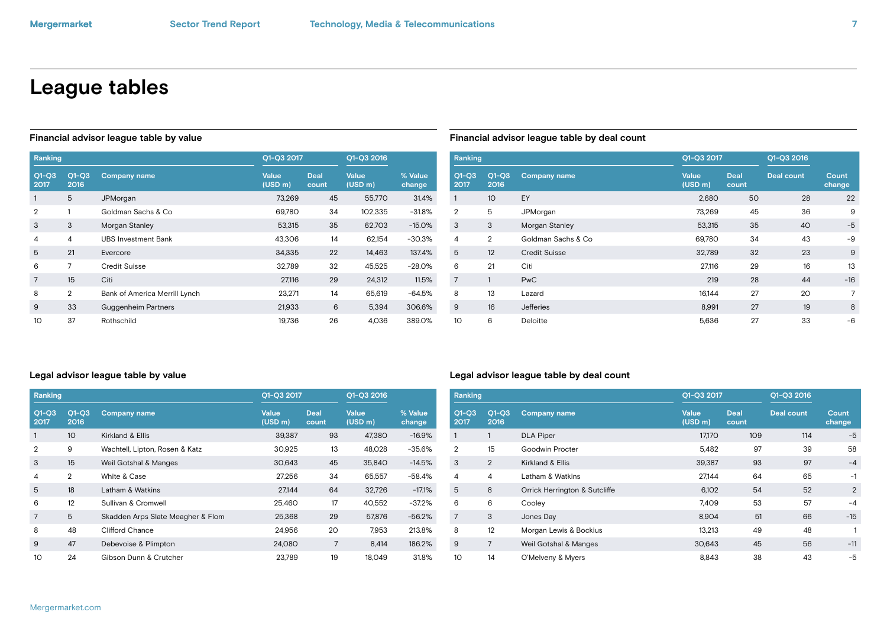# League tables

### Financial advisor league table by value

| Ranking | | | Q1-Q3 2017 | | Q1-Q3 2016 | |
|---|---|---|---|---|---|---|
| Q1-Q3 2017 | Q1-Q3 2016 | Company name | Value (USD m) | Deal count | Value (USD m) | % Value change |
| 1 | 5 | JPMorgan | 73,269 | 45 | 55,770 | 31.4% |
| 2 | 1 | Goldman Sachs & Co | 69,780 | 34 | 102,335 | -31.8% |
| 3 | 3 | Morgan Stanley | 53,315 | 35 | 62,703 | -15.0% |
| 4 | 4 | UBS Investment Bank | 43,306 | 14 | 62,154 | -30.3% |
| 5 | 21 | Evercore | 34,335 | 22 | 14,463 | 137.4% |
| 6 | 7 | Credit Suisse | 32,789 | 32 | 45,525 | -28.0% |
| 7 | 15 | Citi | 27,116 | 29 | 24,312 | 11.5% |
| 8 | 2 | Bank of America Merrill Lynch | 23,271 | 14 | 65,619 | -64.5% |
| 9 | 33 | Guggenheim Partners | 21,933 | 6 | 5,394 | 306.6% |
| 10 | 37 | Rothschild | 19,736 | 26 | 4,036 | 389.0% |

### Financial advisor league table by deal count

| Ranking | | | Q1-Q3 2017 | | Q1-Q3 2016 | |
|---|---|---|---|---|---|---|
| Q1-Q3 2017 | Q1-Q3 2016 | Company name | Value (USD m) | Deal count | Deal count | Count change |
| 1 | 10 | EY | 2,680 | 50 | 28 | 22 |
| 2 | 5 | JPMorgan | 73,269 | 45 | 36 | 9 |
| 3 | 3 | Morgan Stanley | 53,315 | 35 | 40 | -5 |
| 4 | 2 | Goldman Sachs & Co | 69,780 | 34 | 43 | -9 |
| 5 | 12 | Credit Suisse | 32,789 | 32 | 23 | 9 |
| 6 | 21 | Citi | 27,116 | 29 | 16 | 13 |
| 7 | 1 | PwC | 219 | 28 | 44 | -16 |
| 8 | 13 | Lazard | 16,144 | 27 | 20 | 7 |
| 9 | 16 | Jefferies | 8,991 | 27 | 19 | 8 |
| 10 | 6 | Deloitte | 5,636 | 27 | 33 | -6 |

### Legal advisor league table by value

| Ranking | | | Q1-Q3 2017 | | Q1-Q3 2016 | |
|---|---|---|---|---|---|---|
| Q1-Q3 2017 | Q1-Q3 2016 | Company name | Value (USD m) | Deal count | Value (USD m) | % Value change |
| 1 | 10 | Kirkland & Ellis | 39,387 | 93 | 47,380 | -16.9% |
| 2 | 9 | Wachtell, Lipton, Rosen & Katz | 30,925 | 13 | 48,028 | -35.6% |
| 3 | 15 | Weil Gotshal & Manges | 30,643 | 45 | 35,840 | -14.5% |
| 4 | 2 | White & Case | 27,256 | 34 | 65,557 | -58.4% |
| 5 | 18 | Latham & Watkins | 27,144 | 64 | 32,726 | -17.1% |
| 6 | 12 | Sullivan & Cromwell | 25,460 | 17 | 40,552 | -37.2% |
| 7 | 5 | Skadden Arps Slate Meagher & Flom | 25,368 | 29 | 57,876 | -56.2% |
| 8 | 48 | Clifford Chance | 24,956 | 20 | 7,953 | 213.8% |
| 9 | 47 | Debevoise & Plimpton | 24,080 | 7 | 8,414 | 186.2% |
| 10 | 24 | Gibson Dunn & Crutcher | 23,789 | 19 | 18,049 | 31.8% |

### Legal advisor league table by deal count

| Ranking | | | Q1-Q3 2017 | | Q1-Q3 2016 | |
|---|---|---|---|---|---|---|
| Q1-Q3 2017 | Q1-Q3 2016 | Company name | Value (USD m) | Deal count | Deal count | Count change |
| 1 | 1 | DLA Piper | 17,170 | 109 | 114 | -5 |
| 2 | 15 | Goodwin Procter | 5,482 | 97 | 39 | 58 |
| 3 | 2 | Kirkland & Ellis | 39,387 | 93 | 97 | -4 |
| 4 | 4 | Latham & Watkins | 27,144 | 64 | 65 | -1 |
| 5 | 8 | Orrick Herrington & Sutcliffe | 6,102 | 54 | 52 | 2 |
| 6 | 6 | Cooley | 7,409 | 53 | 57 | -4 |
| 7 | 3 | Jones Day | 8,904 | 51 | 66 | -15 |
| 8 | 12 | Morgan Lewis & Bockius | 13,213 | 49 | 48 | 1 |
| 9 | 7 | Weil Gotshal & Manges | 30,643 | 45 | 56 | -11 |
| 10 | 14 | O'Melveny & Myers | 8,843 | 38 | 43 | -5 |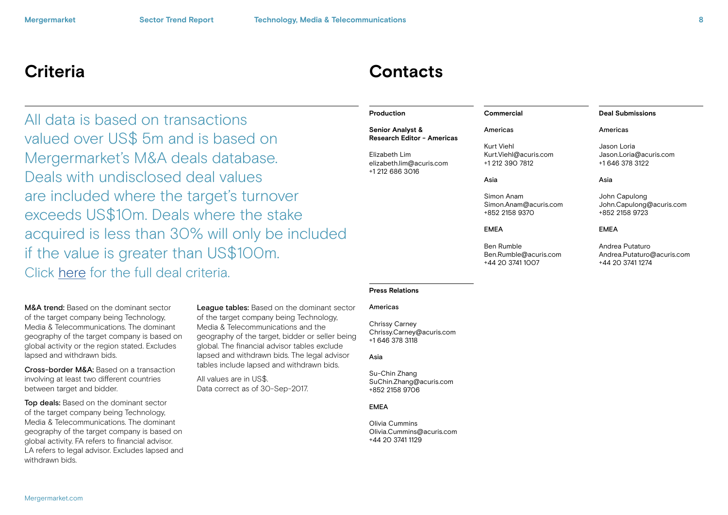# Criteria

All data is based on transactions valued over US$ 5m and is based on Mergermarket's M&A deals database. Deals with undisclosed deal values are included where the target's turnover exceeds US$10m. Deals where the stake acquired is less than 30% will only be included if the value is greater than US$100m.
Click here for the full deal criteria.

**M&A trend:** Based on the dominant sector of the target company being Technology, Media & Telecommunications. The dominant geography of the target company is based on global activity or the region stated. Excludes lapsed and withdrawn bids.

**Cross-border M&A:** Based on a transaction involving at least two different countries between target and bidder.

**Top deals:** Based on the dominant sector of the target company being Technology, Media & Telecommunications. The dominant geography of the target company is based on global activity. FA refers to financial advisor. LA refers to legal advisor. Excludes lapsed and withdrawn bids.

**League tables:** Based on the dominant sector of the target company being Technology, Media & Telecommunications and the geography of the target, bidder or seller being global. The financial advisor tables exclude lapsed and withdrawn bids. The legal advisor tables include lapsed and withdrawn bids.

All values are in US$.
Data correct as of 30-Sep-2017.

# Contacts

**Production**

**Senior Analyst & Research Editor - Americas**

Elizabeth Lim
elizabeth.lim@acuris.com
+1 212 686 3016

**Commercial**

Americas

Kurt Viehl
Kurt.Viehl@acuris.com
+1 212 390 7812

Asia

Simon Anam
Simon.Anam@acuris.com
+852 2158 9370

EMEA

Ben Rumble
Ben.Rumble@acuris.com
+44 20 3741 1007

**Deal Submissions**

Americas

Jason Loria
Jason.Loria@acuris.com
+1 646 378 3122

Asia

John Capulong
John.Capulong@acuris.com
+852 2158 9723

EMEA

Andrea Putaturo
Andrea.Putaturo@acuris.com
+44 20 3741 1274

**Press Relations**

Americas

Chrissy Carney
Chrissy.Carney@acuris.com
+1 646 378 3118

Asia

Su-Chin Zhang
SuChin.Zhang@acuris.com
+852 2158 9706

EMEA

Olivia Cummins
Olivia.Cummins@acuris.com
+44 20 3741 1129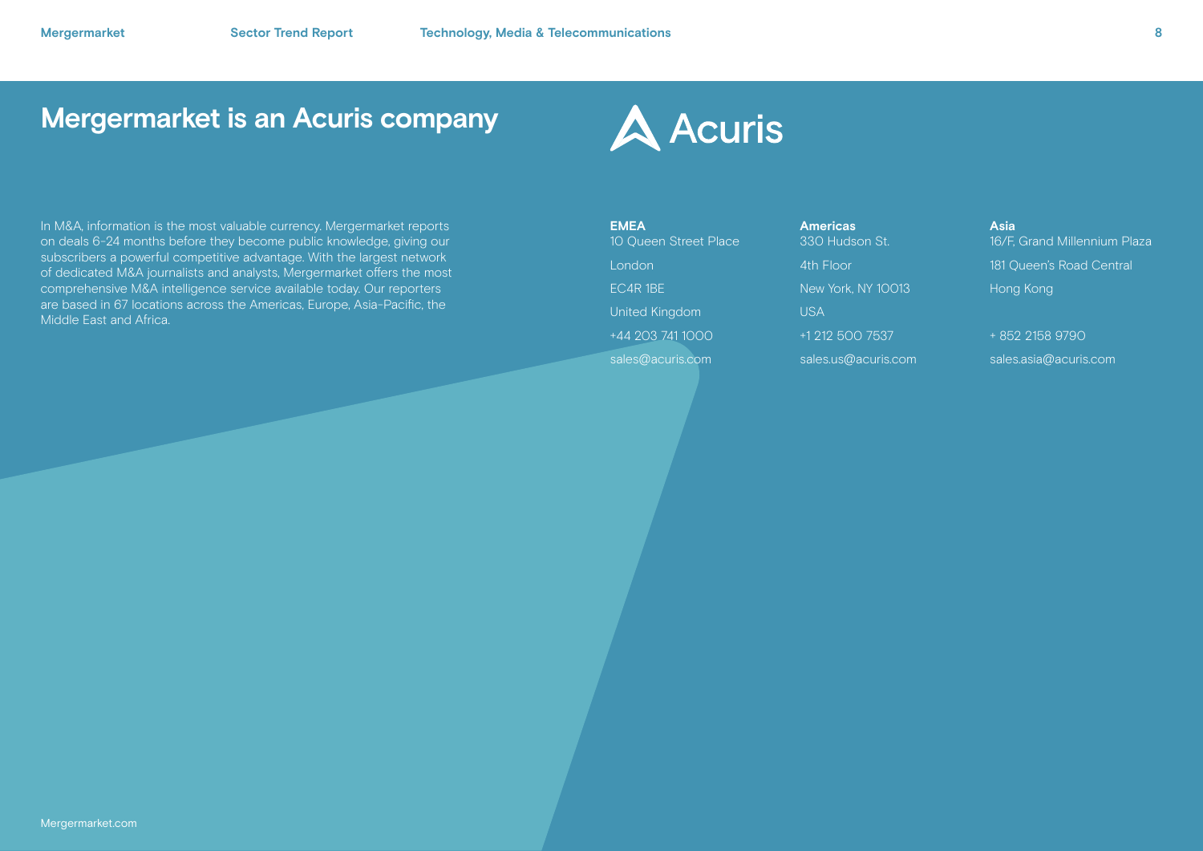# Mergermarket is an Acuris company

Acuris

In M&A, information is the most valuable currency. Mergermarket reports on deals 6-24 months before they become public knowledge, giving our subscribers a powerful competitive advantage. With the largest network of dedicated M&A journalists and analysts, Mergermarket offers the most comprehensive M&A intelligence service available today. Our reporters are based in 67 locations across the Americas, Europe, Asia-Pacific, the Middle East and Africa.

**EMEA**
10 Queen Street Place
London
EC4R 1BE
United Kingdom
+44 203 741 1000
sales@acuris.com

**Americas**
330 Hudson St.
4th Floor
New York, NY 10013
USA
+1 212 500 7537
sales.us@acuris.com

**Asia**
16/F, Grand Millennium Plaza
181 Queen's Road Central
Hong Kong
+ 852 2158 9790
sales.asia@acuris.com

Mergermarket.com